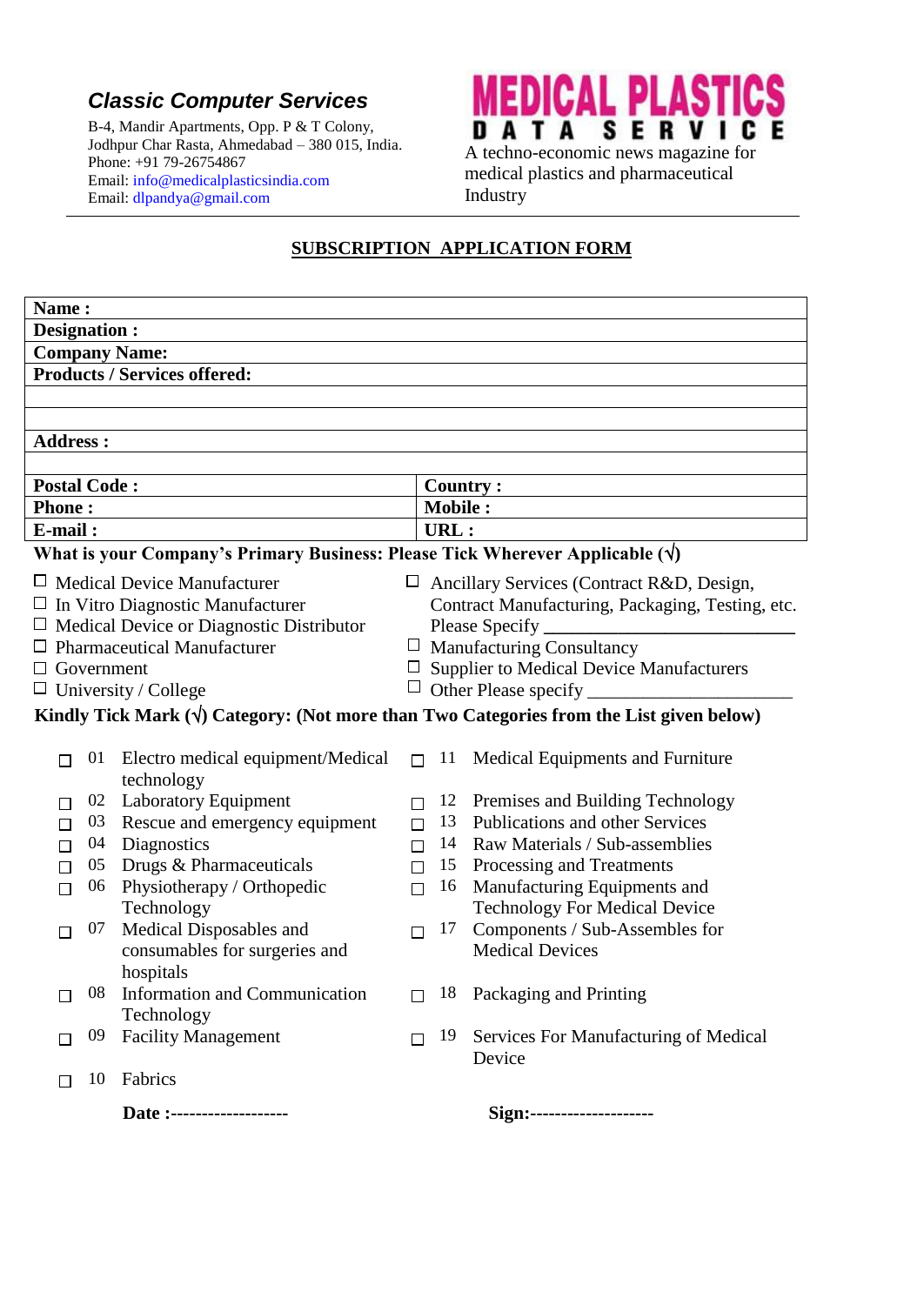### *Classic Computer Services*

B-4, Mandir Apartments, Opp. P & T Colony,
Jodhpur Char Rasta, Ahmedabad – 380 015, India.
Phone: +91 79-26754867
Email: info@medicalplasticsindia.com
Email: dlpandya@gmail.com

# MEDICAL PLASTICS
## DATA SERVICE

A techno-economic news magazine for medical plastics and pharmaceutical Industry

---

## SUBSCRIPTION APPLICATION FORM

| **Name :** | |
|---|---|
| **Designation :** | |
| **Company Name:** | |
| **Products / Services offered:** | |
| | |
| | |
| **Address :** | |
| | |
| **Postal Code :** | **Country :** |
| **Phone :** | **Mobile :** |
| **E-mail :** | **URL :** |

**What is your Company's Primary Business: Please Tick Wherever Applicable (√)**

- ☐ Medical Device Manufacturer
- ☐ In Vitro Diagnostic Manufacturer
- ☐ Medical Device or Diagnostic Distributor
- ☐ Pharmaceutical Manufacturer
- ☐ Government
- ☐ University / College
- ☐ Ancillary Services (Contract R&D, Design, Contract Manufacturing, Packaging, Testing, etc. Please Specify ___________________________
- ☐ Manufacturing Consultancy
- ☐ Supplier to Medical Device Manufacturers
- ☐ Other Please specify ______________________

**Kindly Tick Mark (√) Category: (Not more than Two Categories from the List given below)**

- ☐ 01 Electro medical equipment/Medical technology
- ☐ 02 Laboratory Equipment
- ☐ 03 Rescue and emergency equipment
- ☐ 04 Diagnostics
- ☐ 05 Drugs & Pharmaceuticals
- ☐ 06 Physiotherapy / Orthopedic Technology
- ☐ 07 Medical Disposables and consumables for surgeries and hospitals
- ☐ 08 Information and Communication Technology
- ☐ 09 Facility Management
- ☐ 10 Fabrics
- ☐ 11 Medical Equipments and Furniture
- ☐ 12 Premises and Building Technology
- ☐ 13 Publications and other Services
- ☐ 14 Raw Materials / Sub-assemblies
- ☐ 15 Processing and Treatments
- ☐ 16 Manufacturing Equipments and Technology For Medical Device
- ☐ 17 Components / Sub-Assembles for Medical Devices
- ☐ 18 Packaging and Printing
- ☐ 19 Services For Manufacturing of Medical Device

**Date :-------------------** **Sign:--------------------**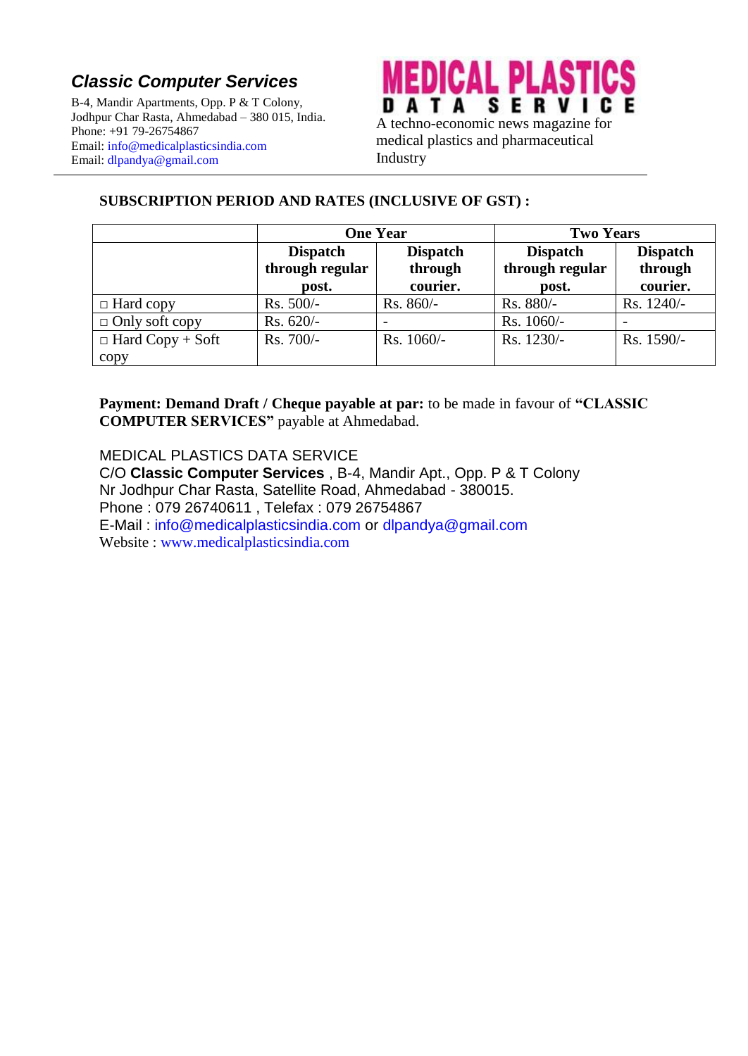## *Classic Computer Services*

B-4, Mandir Apartments, Opp. P & T Colony,
Jodhpur Char Rasta, Ahmedabad – 380 015, India.
Phone: +91 79-26754867
Email: info@medicalplasticsindia.com
Email: dlpandya@gmail.com

**MEDICAL PLASTICS**
**DATA SERVICE**

A techno-economic news magazine for medical plastics and pharmaceutical Industry

---

**SUBSCRIPTION PERIOD AND RATES (INCLUSIVE OF GST) :**

| | One Year | | Two Years | |
|---|---|---|---|---|
| | **Dispatch through regular post.** | **Dispatch through courier.** | **Dispatch through regular post.** | **Dispatch through courier.** |
| □ Hard copy | Rs. 500/- | Rs. 860/- | Rs. 880/- | Rs. 1240/- |
| □ Only soft copy | Rs. 620/- | - | Rs. 1060/- | - |
| □ Hard Copy + Soft copy | Rs. 700/- | Rs. 1060/- | Rs. 1230/- | Rs. 1590/- |

**Payment: Demand Draft / Cheque payable at par:** to be made in favour of **"CLASSIC COMPUTER SERVICES"** payable at Ahmedabad.

MEDICAL PLASTICS DATA SERVICE
C/O **Classic Computer Services** , B-4, Mandir Apt., Opp. P & T Colony
Nr Jodhpur Char Rasta, Satellite Road, Ahmedabad - 380015.
Phone : 079 26740611 , Telefax : 079 26754867
E-Mail : info@medicalplasticsindia.com or dlpandya@gmail.com
Website : www.medicalplasticsindia.com